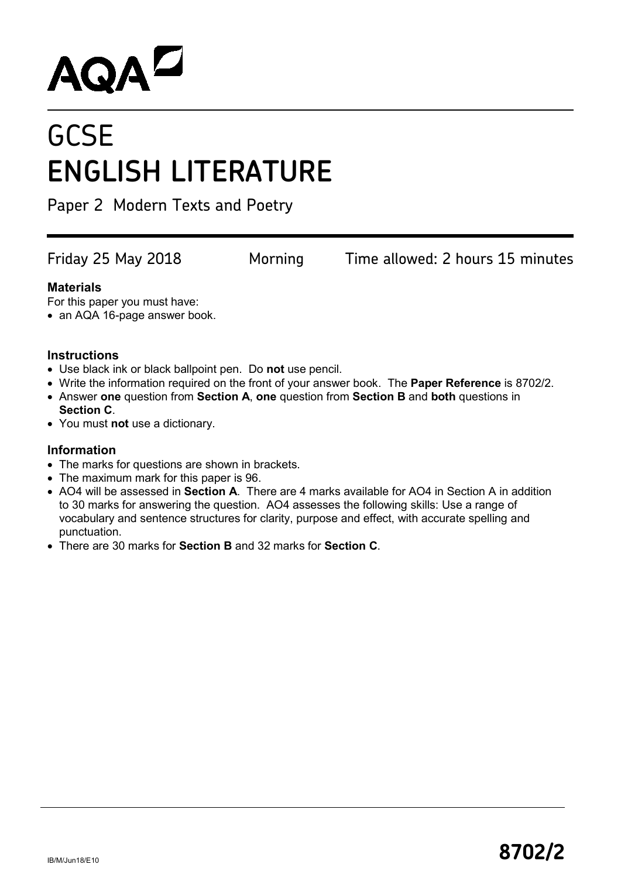AQA

# GCSE
# ENGLISH LITERATURE

Paper 2 Modern Texts and Poetry

Friday 25 May 2018 Morning Time allowed: 2 hours 15 minutes

### Materials

For this paper you must have:

- an AQA 16-page answer book.

### Instructions

- Use black ink or black ballpoint pen. Do **not** use pencil.
- Write the information required on the front of your answer book. The **Paper Reference** is 8702/2.
- Answer **one** question from **Section A**, **one** question from **Section B** and **both** questions in **Section C**.
- You must **not** use a dictionary.

### Information

- The marks for questions are shown in brackets.
- The maximum mark for this paper is 96.
- AO4 will be assessed in **Section A**. There are 4 marks available for AO4 in Section A in addition to 30 marks for answering the question. AO4 assesses the following skills: Use a range of vocabulary and sentence structures for clarity, purpose and effect, with accurate spelling and punctuation.
- There are 30 marks for **Section B** and 32 marks for **Section C**.

IB/M/Jun18/E10

**8702/2**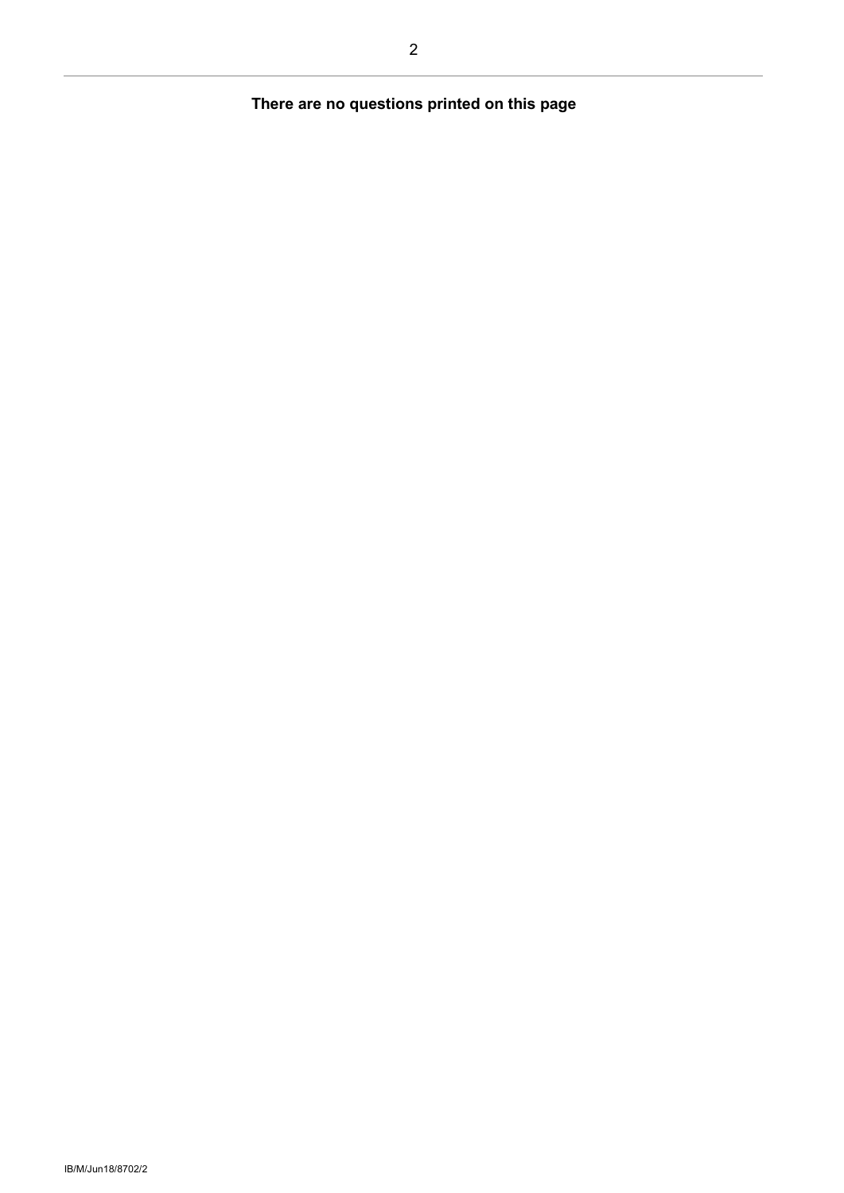**There are no questions printed on this page**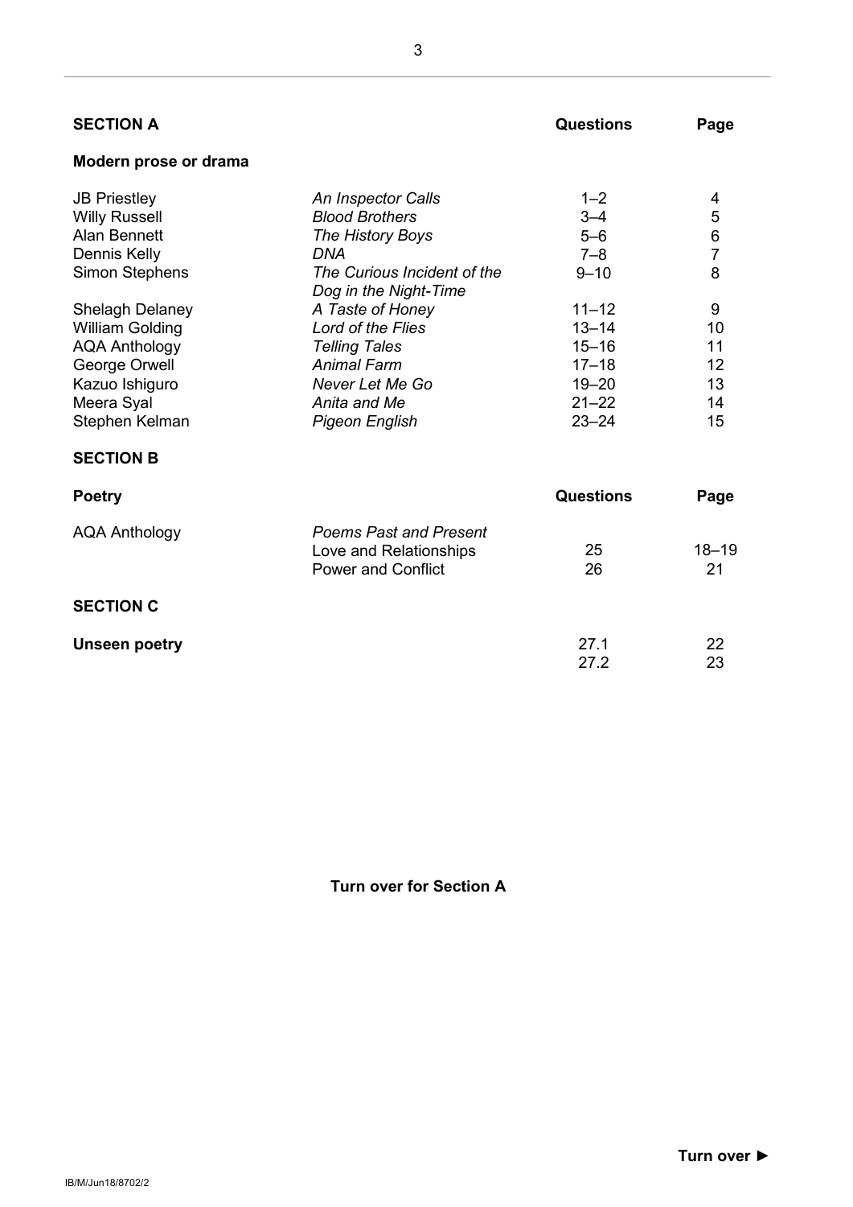| **SECTION A** | | **Questions** | **Page** |
| --- | --- | --- | --- |
| **Modern prose or drama** | | | |
| JB Priestley | *An Inspector Calls* | 1–2 | 4 |
| Willy Russell | *Blood Brothers* | 3–4 | 5 |
| Alan Bennett | *The History Boys* | 5–6 | 6 |
| Dennis Kelly | *DNA* | 7–8 | 7 |
| Simon Stephens | *The Curious Incident of the Dog in the Night-Time* | 9–10 | 8 |
| Shelagh Delaney | *A Taste of Honey* | 11–12 | 9 |
| William Golding | *Lord of the Flies* | 13–14 | 10 |
| AQA Anthology | *Telling Tales* | 15–16 | 11 |
| George Orwell | *Animal Farm* | 17–18 | 12 |
| Kazuo Ishiguro | *Never Let Me Go* | 19–20 | 13 |
| Meera Syal | *Anita and Me* | 21–22 | 14 |
| Stephen Kelman | *Pigeon English* | 23–24 | 15 |

**SECTION B**

| **Poetry** | | **Questions** | **Page** |
| --- | --- | --- | --- |
| AQA Anthology | *Poems Past and Present* | | |
| | Love and Relationships | 25 | 18–19 |
| | Power and Conflict | 26 | 21 |

**SECTION C**

| **Unseen poetry** | **Questions** | **Page** |
| --- | --- | --- |
| | 27.1 | 22 |
| | 27.2 | 23 |

**Turn over for Section A**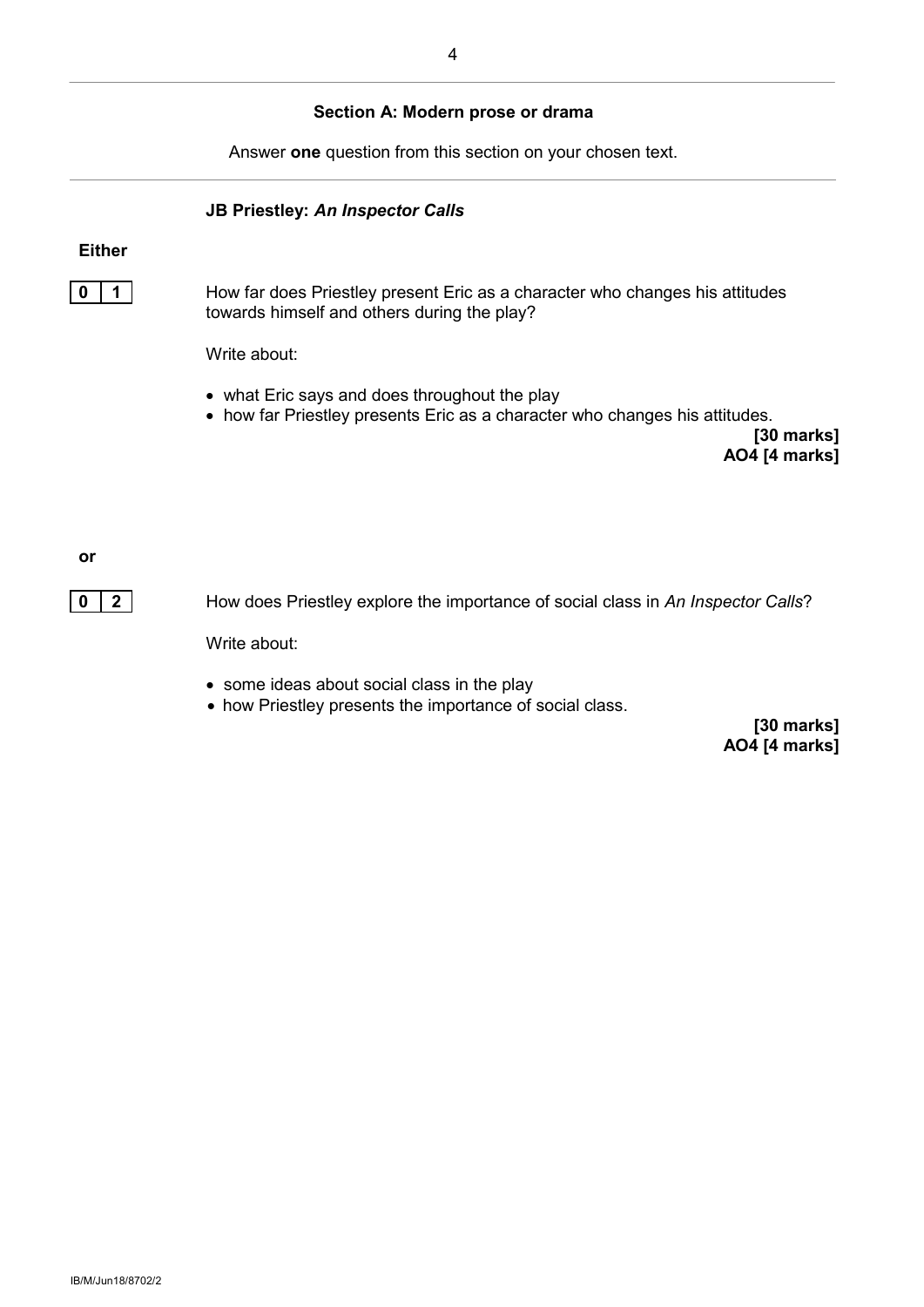## Section A: Modern prose or drama

Answer **one** question from this section on your chosen text.

### JB Priestley: *An Inspector Calls*

**Either**

**0 1** How far does Priestley present Eric as a character who changes his attitudes towards himself and others during the play?

Write about:

- what Eric says and does throughout the play
- how far Priestley presents Eric as a character who changes his attitudes.

**[30 marks]**
**AO4 [4 marks]**

**or**

**0 2** How does Priestley explore the importance of social class in *An Inspector Calls*?

Write about:

- some ideas about social class in the play
- how Priestley presents the importance of social class.

**[30 marks]**
**AO4 [4 marks]**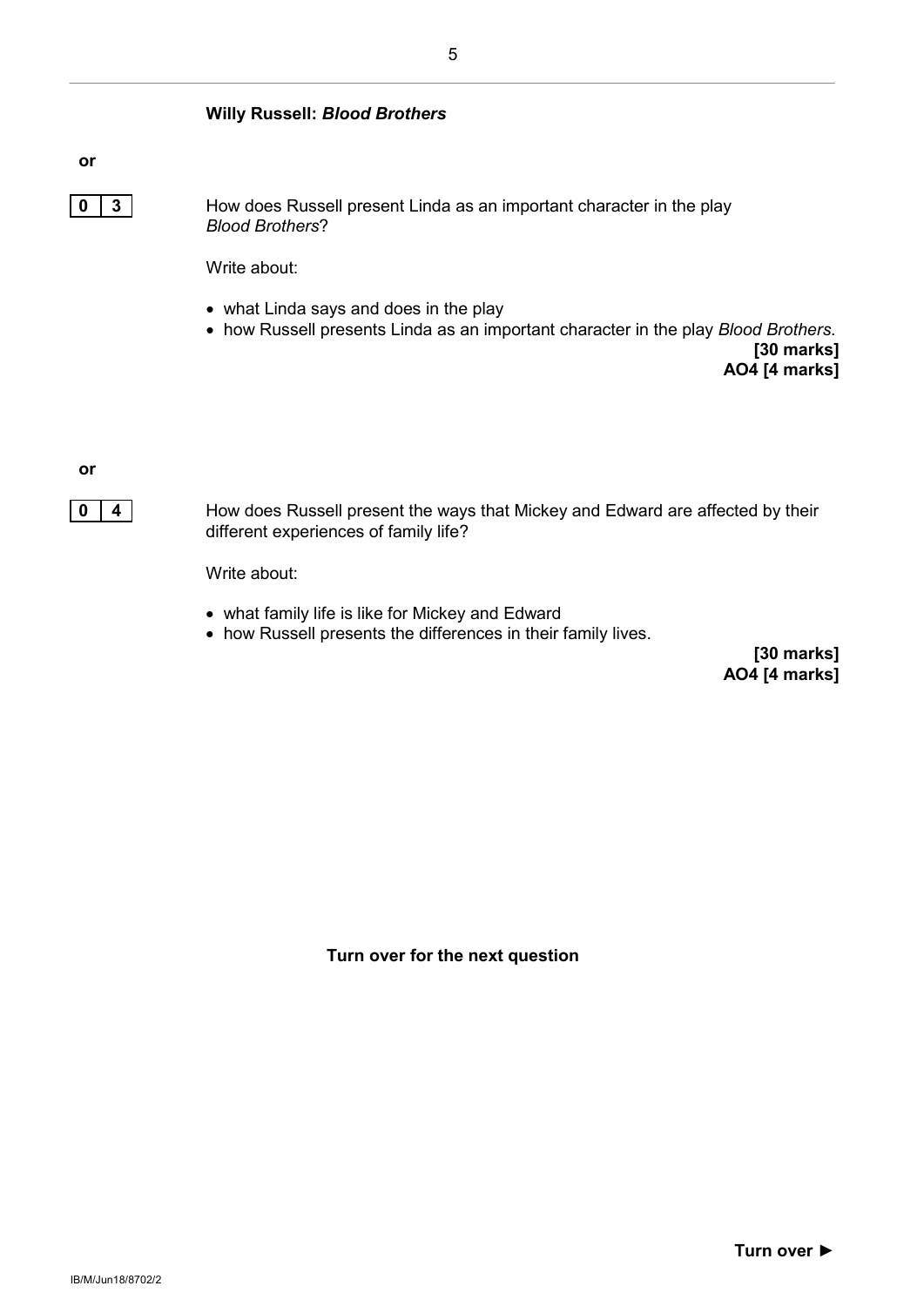**Willy Russell: *Blood Brothers***

**or**

**0 3** How does Russell present Linda as an important character in the play *Blood Brothers*?

Write about:

- what Linda says and does in the play
- how Russell presents Linda as an important character in the play *Blood Brothers*.

**[30 marks]**
**AO4 [4 marks]**

**or**

**0 4** How does Russell present the ways that Mickey and Edward are affected by their different experiences of family life?

Write about:

- what family life is like for Mickey and Edward
- how Russell presents the differences in their family lives.

**[30 marks]**
**AO4 [4 marks]**

**Turn over for the next question**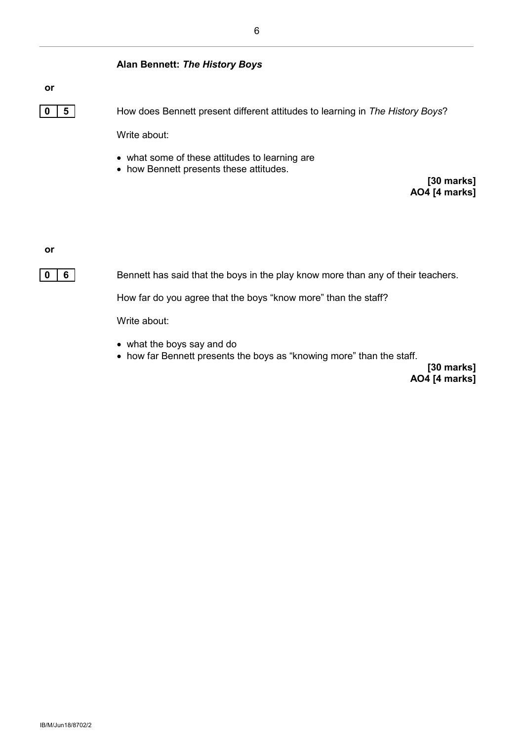## Alan Bennett: *The History Boys*

**or**

**0 5** How does Bennett present different attitudes to learning in *The History Boys*?

Write about:

- what some of these attitudes to learning are
- how Bennett presents these attitudes.

**[30 marks]**
**AO4 [4 marks]**

**or**

**0 6** Bennett has said that the boys in the play know more than any of their teachers.

How far do you agree that the boys "know more" than the staff?

Write about:

- what the boys say and do
- how far Bennett presents the boys as "knowing more" than the staff.

**[30 marks]**
**AO4 [4 marks]**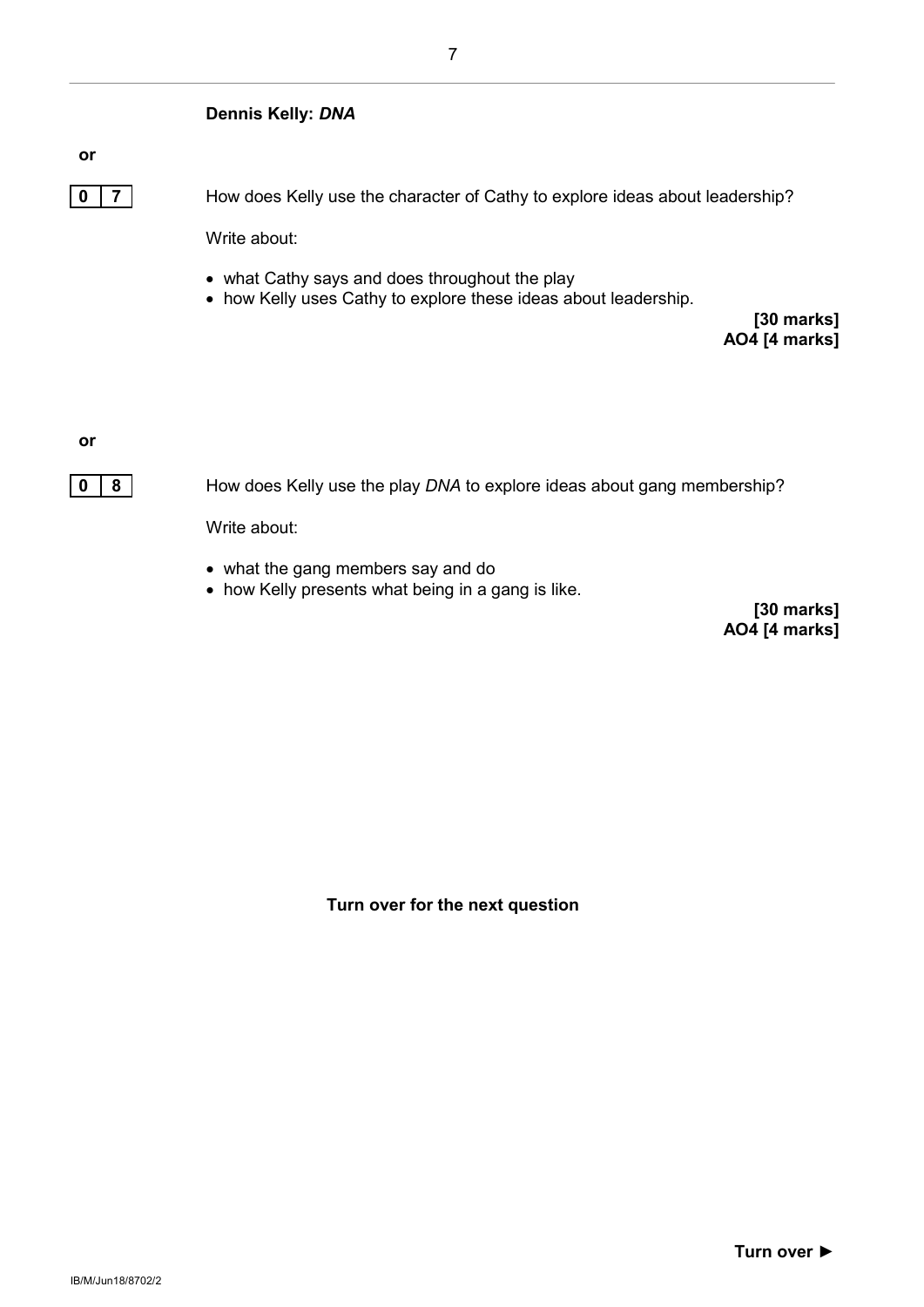**Dennis Kelly: *DNA***

**or**

**0 7** How does Kelly use the character of Cathy to explore ideas about leadership?

Write about:

- what Cathy says and does throughout the play
- how Kelly uses Cathy to explore these ideas about leadership.

**[30 marks]**
**AO4 [4 marks]**

**or**

**0 8** How does Kelly use the play *DNA* to explore ideas about gang membership?

Write about:

- what the gang members say and do
- how Kelly presents what being in a gang is like.

**[30 marks]**
**AO4 [4 marks]**

**Turn over for the next question**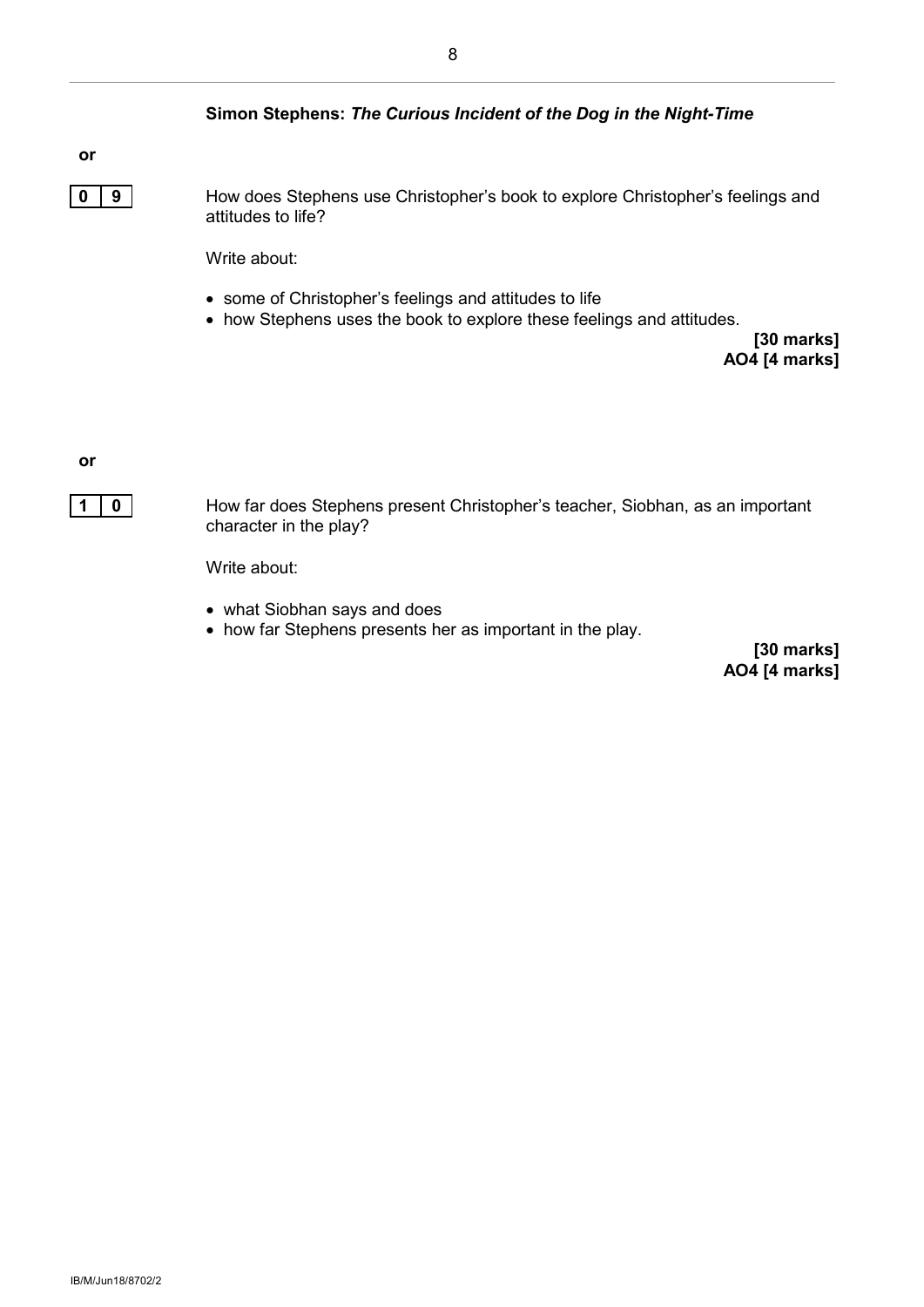**Simon Stephens: *The Curious Incident of the Dog in the Night-Time***

**or**

**0 9** How does Stephens use Christopher's book to explore Christopher's feelings and attitudes to life?

Write about:

- some of Christopher's feelings and attitudes to life
- how Stephens uses the book to explore these feelings and attitudes.

**[30 marks]**
**AO4 [4 marks]**

**or**

**1 0** How far does Stephens present Christopher's teacher, Siobhan, as an important character in the play?

Write about:

- what Siobhan says and does
- how far Stephens presents her as important in the play.

**[30 marks]**
**AO4 [4 marks]**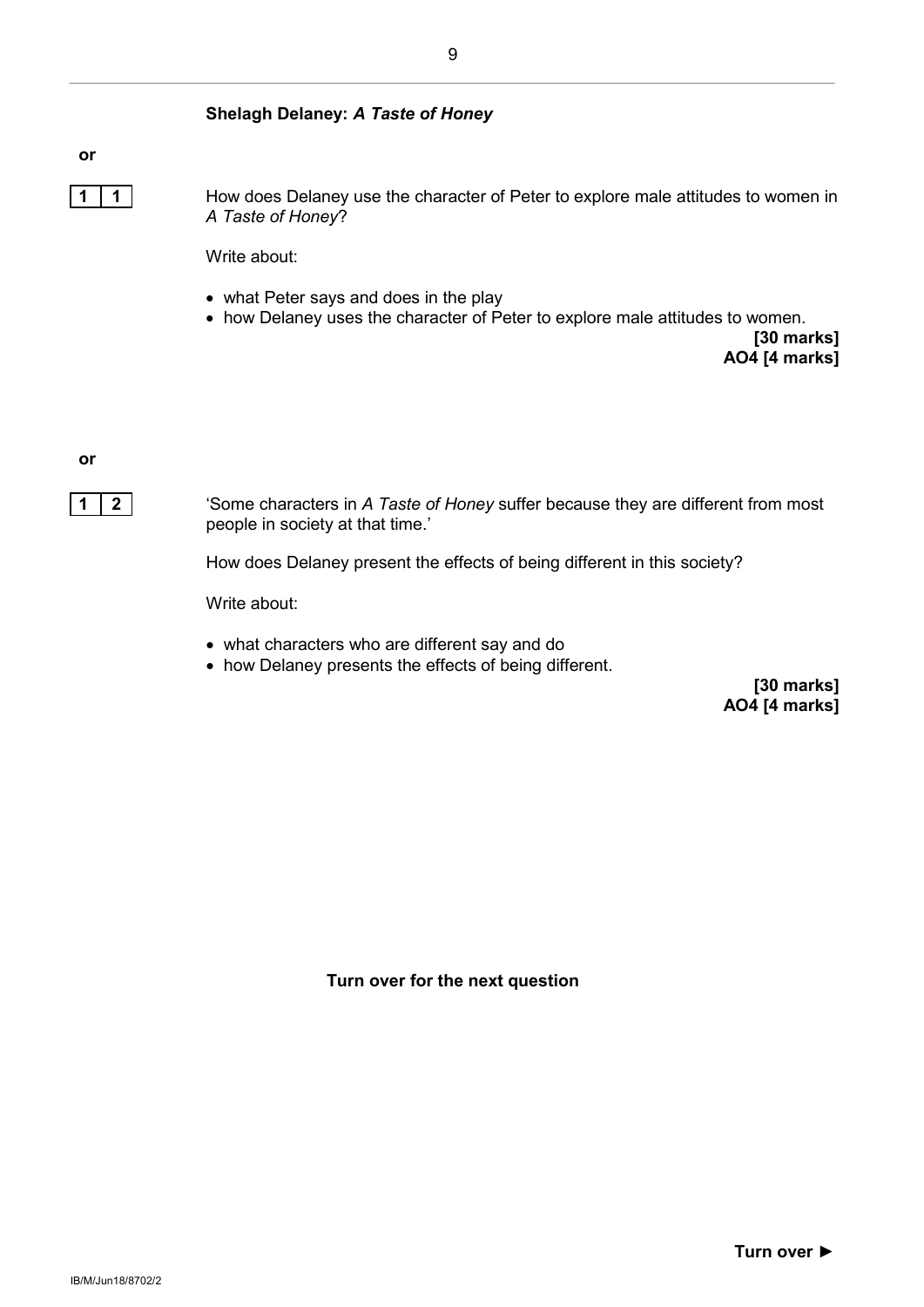### Shelagh Delaney: *A Taste of Honey*

**or**

**1 1** How does Delaney use the character of Peter to explore male attitudes to women in *A Taste of Honey*?

Write about:

- what Peter says and does in the play
- how Delaney uses the character of Peter to explore male attitudes to women.

**[30 marks]**
**AO4 [4 marks]**

**or**

**1 2** 'Some characters in *A Taste of Honey* suffer because they are different from most people in society at that time.'

How does Delaney present the effects of being different in this society?

Write about:

- what characters who are different say and do
- how Delaney presents the effects of being different.

**[30 marks]**
**AO4 [4 marks]**

**Turn over for the next question**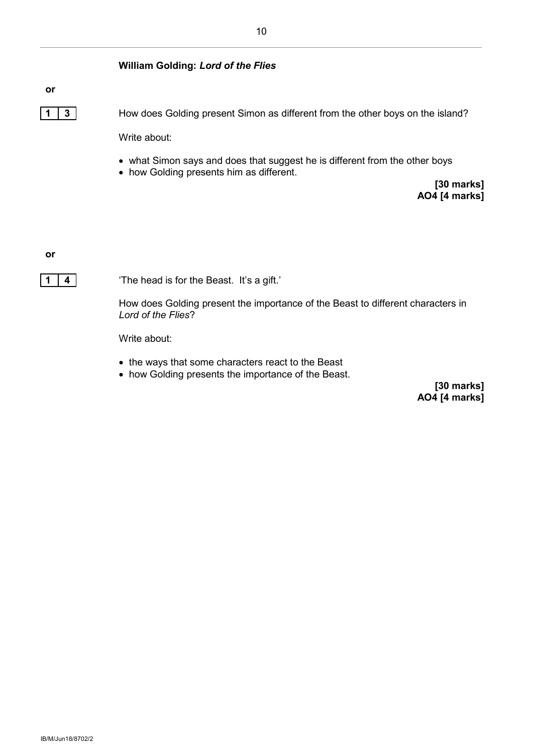**William Golding: *Lord of the Flies***

**or**

**1 3** How does Golding present Simon as different from the other boys on the island?

Write about:

- what Simon says and does that suggest he is different from the other boys
- how Golding presents him as different.

**[30 marks]**
**AO4 [4 marks]**

**or**

**1 4** 'The head is for the Beast. It's a gift.'

How does Golding present the importance of the Beast to different characters in *Lord of the Flies*?

Write about:

- the ways that some characters react to the Beast
- how Golding presents the importance of the Beast.

**[30 marks]**
**AO4 [4 marks]**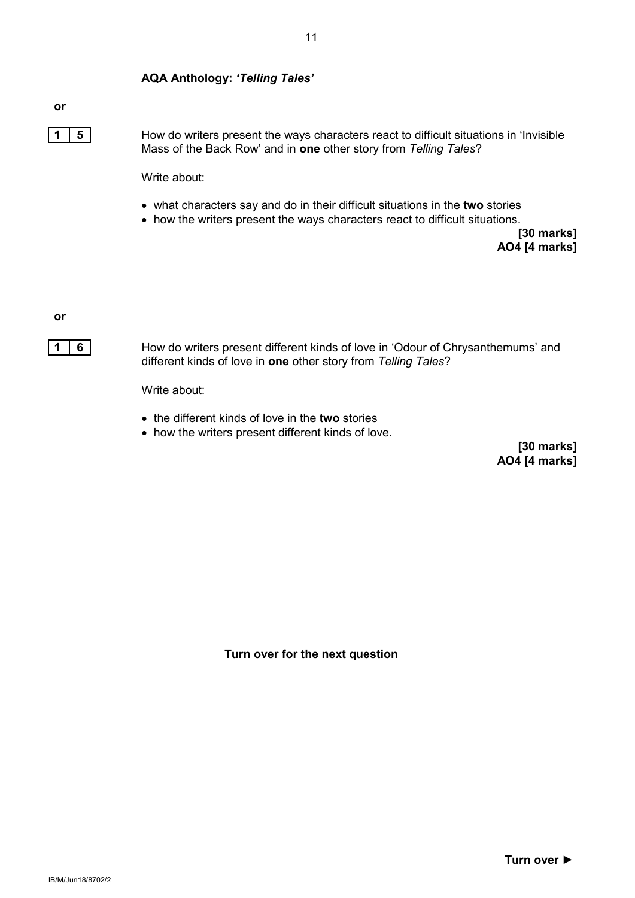**AQA Anthology: *'Telling Tales'***

**or**

**1 5** How do writers present the ways characters react to difficult situations in 'Invisible Mass of the Back Row' and in **one** other story from *Telling Tales*?

Write about:

- what characters say and do in their difficult situations in the **two** stories
- how the writers present the ways characters react to difficult situations.

**[30 marks]**
**AO4 [4 marks]**

**or**

**1 6** How do writers present different kinds of love in 'Odour of Chrysanthemums' and different kinds of love in **one** other story from *Telling Tales*?

Write about:

- the different kinds of love in the **two** stories
- how the writers present different kinds of love.

**[30 marks]**
**AO4 [4 marks]**

**Turn over for the next question**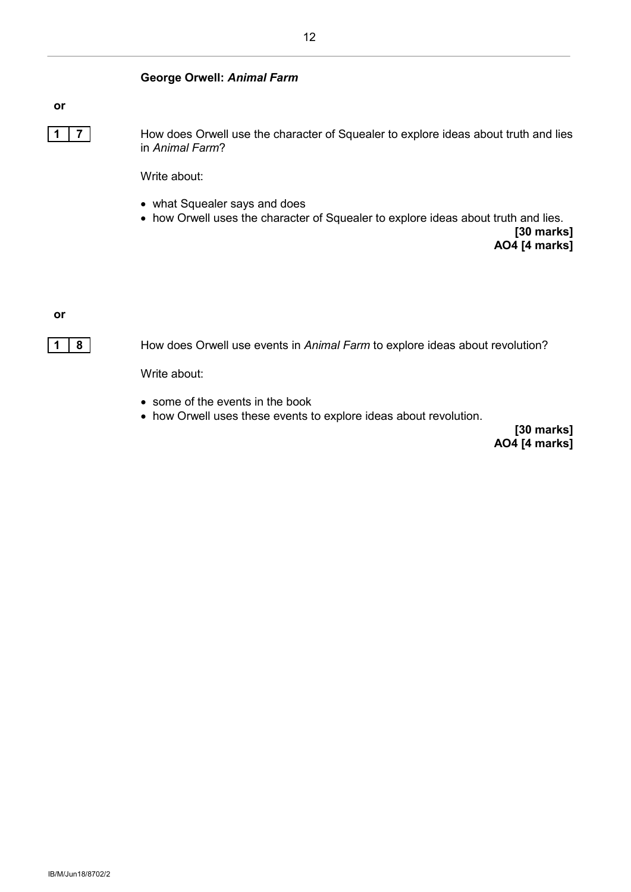**George Orwell: *Animal Farm***

**or**

**1 7** How does Orwell use the character of Squealer to explore ideas about truth and lies in *Animal Farm*?

Write about:

- what Squealer says and does
- how Orwell uses the character of Squealer to explore ideas about truth and lies.

**[30 marks]**
**AO4 [4 marks]**

**or**

**1 8** How does Orwell use events in *Animal Farm* to explore ideas about revolution?

Write about:

- some of the events in the book
- how Orwell uses these events to explore ideas about revolution.

**[30 marks]**
**AO4 [4 marks]**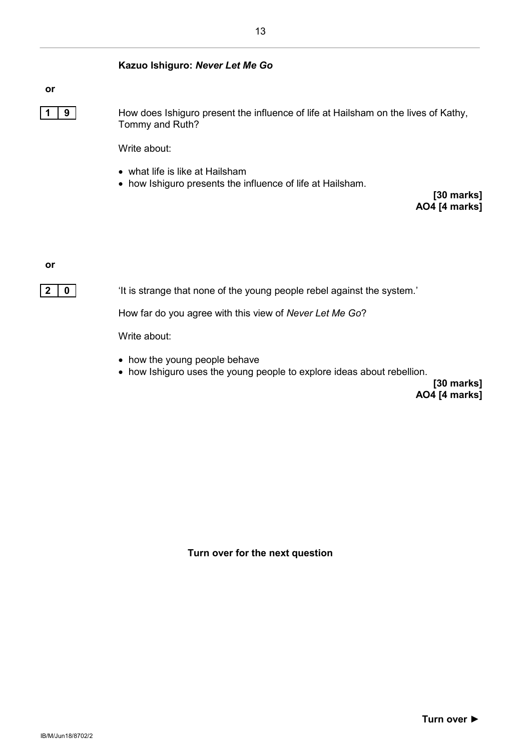## Kazuo Ishiguro: *Never Let Me Go*

**or**

**1 9** How does Ishiguro present the influence of life at Hailsham on the lives of Kathy, Tommy and Ruth?

Write about:

- what life is like at Hailsham
- how Ishiguro presents the influence of life at Hailsham.

**[30 marks]**
**AO4 [4 marks]**

**or**

**2 0** 'It is strange that none of the young people rebel against the system.'

How far do you agree with this view of *Never Let Me Go*?

Write about:

- how the young people behave
- how Ishiguro uses the young people to explore ideas about rebellion.

**[30 marks]**
**AO4 [4 marks]**

**Turn over for the next question**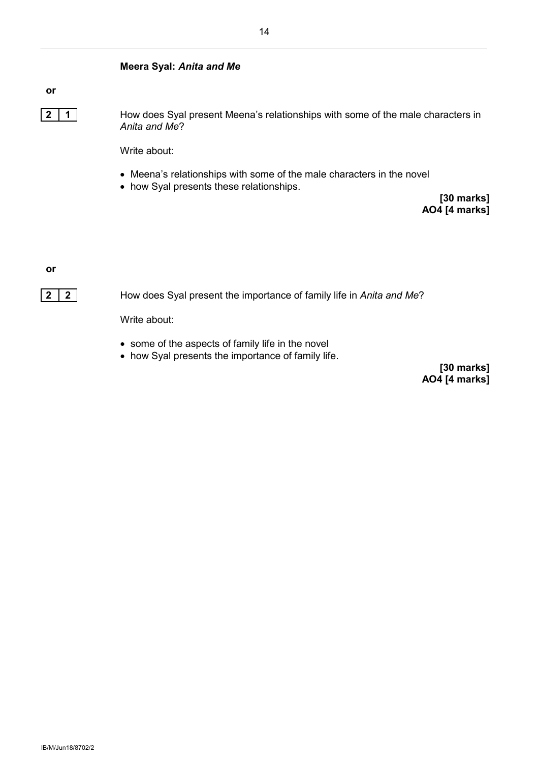**Meera Syal: *Anita and Me***

**or**

**2 1** How does Syal present Meena's relationships with some of the male characters in *Anita and Me*?

Write about:

- Meena's relationships with some of the male characters in the novel
- how Syal presents these relationships.

**[30 marks]**
**AO4 [4 marks]**

**or**

**2 2** How does Syal present the importance of family life in *Anita and Me*?

Write about:

- some of the aspects of family life in the novel
- how Syal presents the importance of family life.

**[30 marks]**
**AO4 [4 marks]**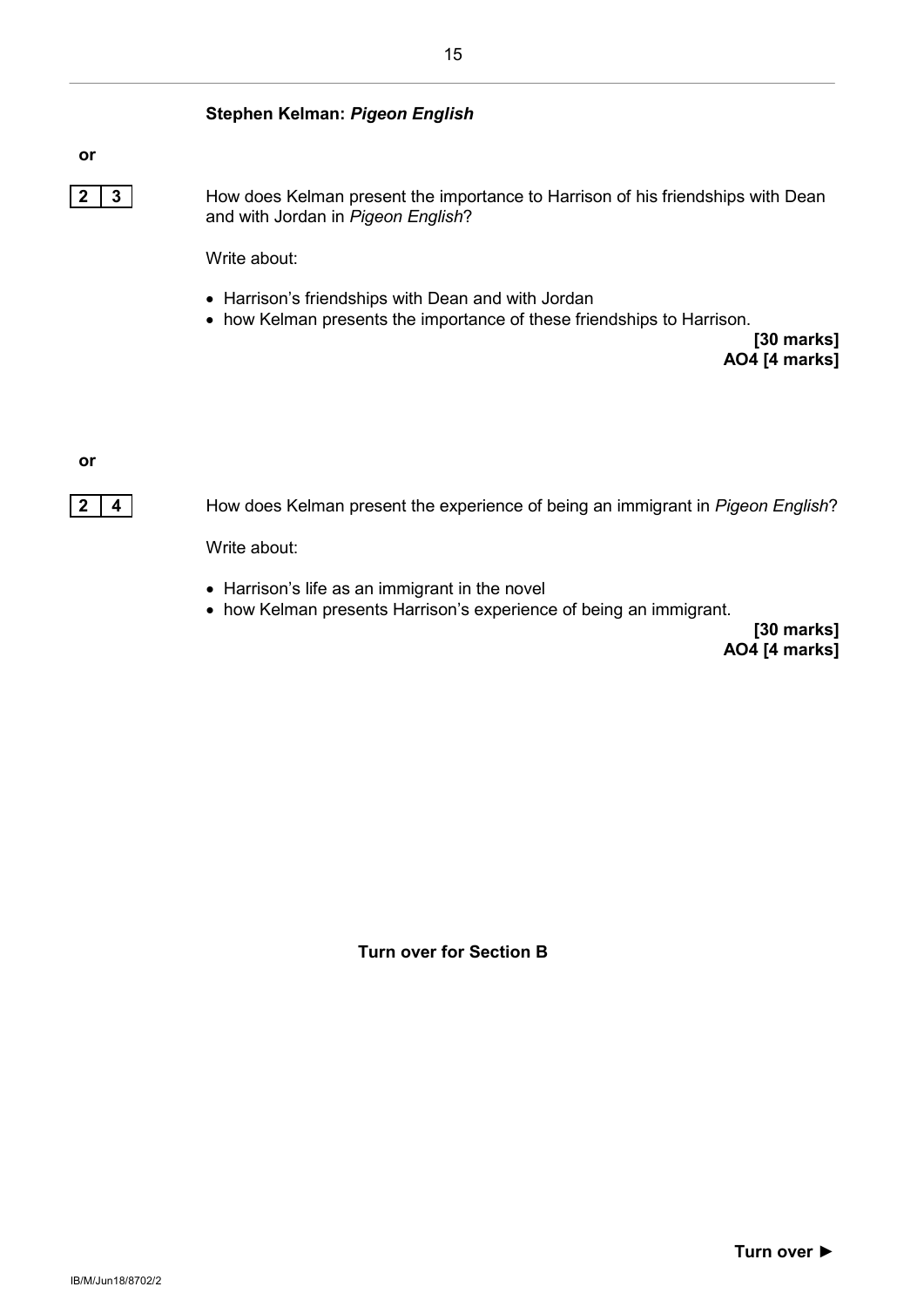**Stephen Kelman: *Pigeon English***

**or**

**2 3** How does Kelman present the importance to Harrison of his friendships with Dean and with Jordan in *Pigeon English*?

Write about:

- Harrison's friendships with Dean and with Jordan
- how Kelman presents the importance of these friendships to Harrison.

**[30 marks]**
**AO4 [4 marks]**

**or**

**2 4** How does Kelman present the experience of being an immigrant in *Pigeon English*?

Write about:

- Harrison's life as an immigrant in the novel
- how Kelman presents Harrison's experience of being an immigrant.

**[30 marks]**
**AO4 [4 marks]**

**Turn over for Section B**

**Turn over ►**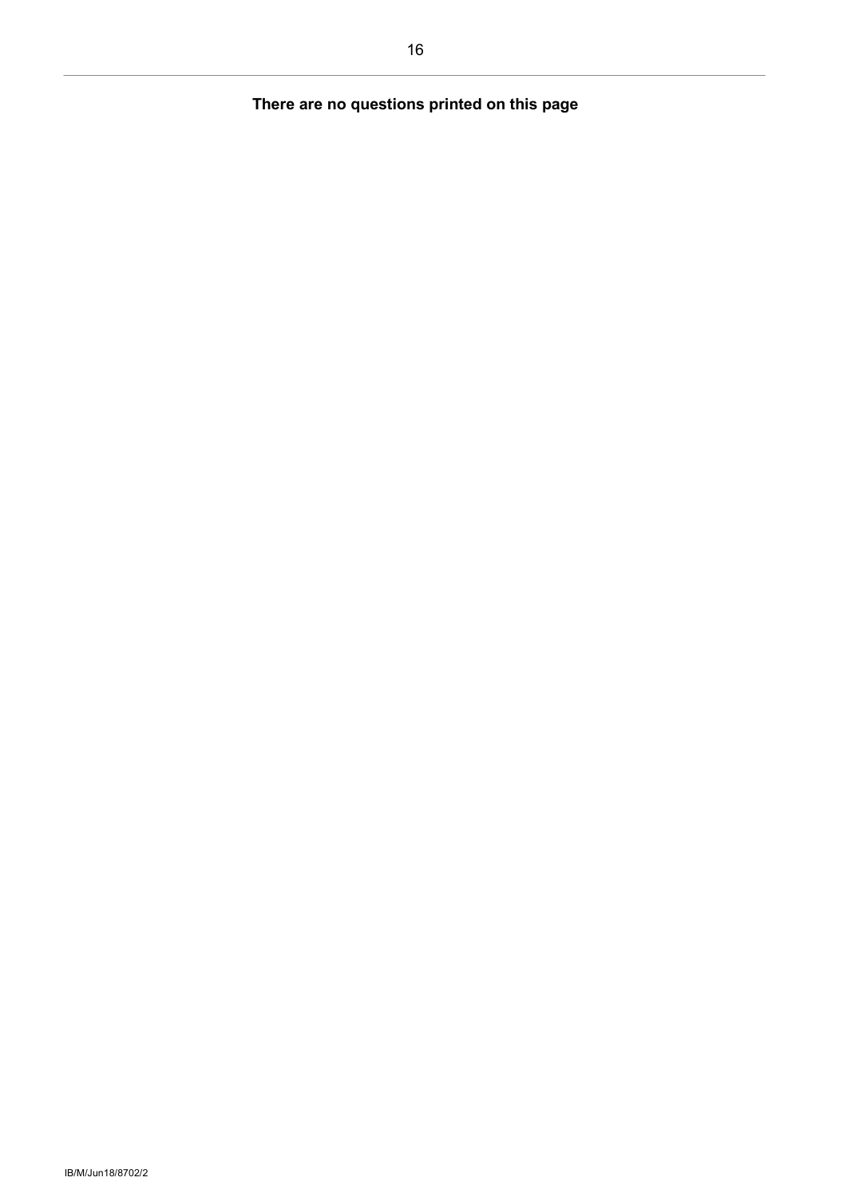**There are no questions printed on this page**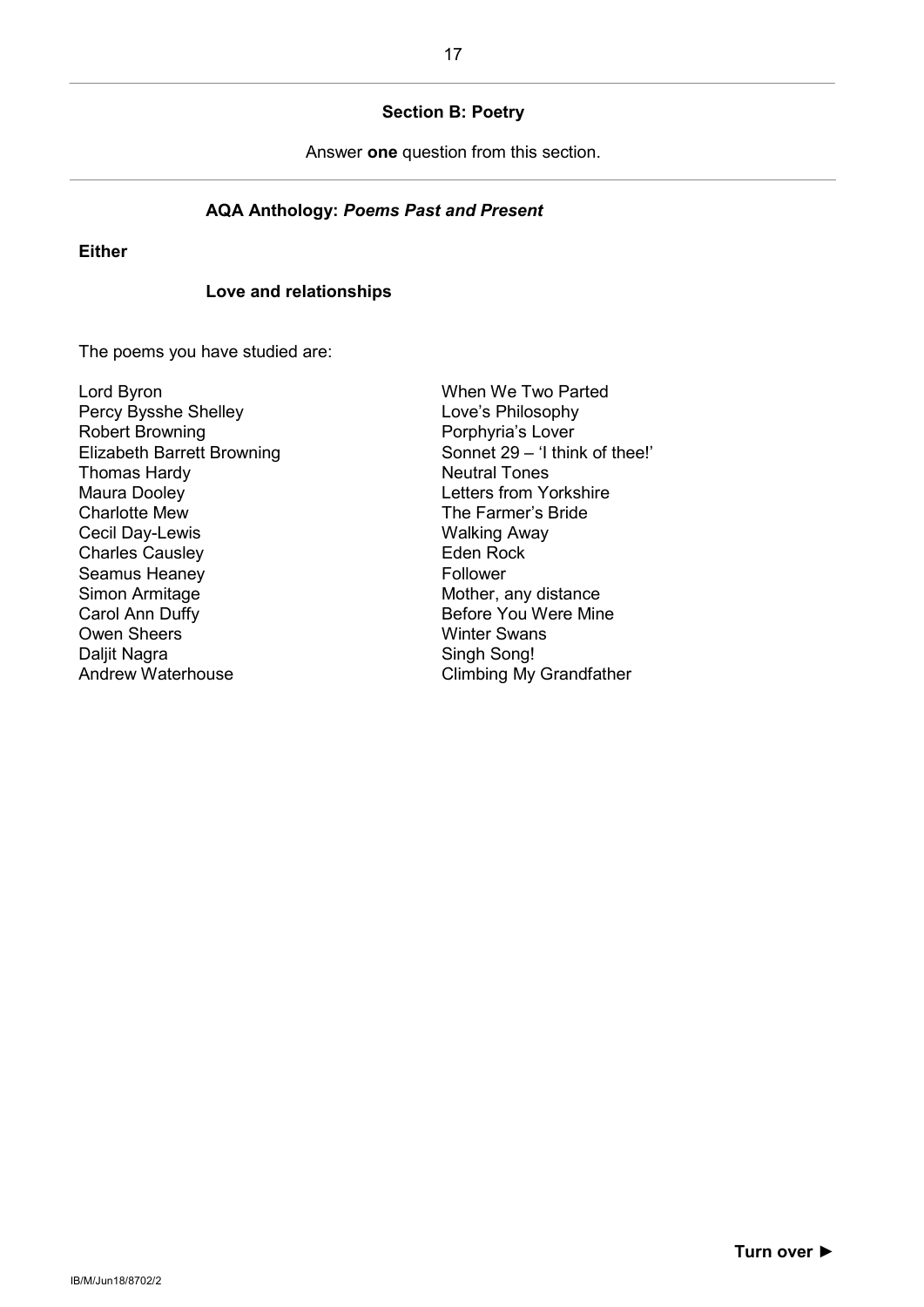## Section B: Poetry

Answer **one** question from this section.

### AQA Anthology: *Poems Past and Present*

**Either**

**Love and relationships**

The poems you have studied are:

| | |
|---|---|
| Lord Byron | When We Two Parted |
| Percy Bysshe Shelley | Love's Philosophy |
| Robert Browning | Porphyria's Lover |
| Elizabeth Barrett Browning | Sonnet 29 – 'I think of thee!' |
| Thomas Hardy | Neutral Tones |
| Maura Dooley | Letters from Yorkshire |
| Charlotte Mew | The Farmer's Bride |
| Cecil Day-Lewis | Walking Away |
| Charles Causley | Eden Rock |
| Seamus Heaney | Follower |
| Simon Armitage | Mother, any distance |
| Carol Ann Duffy | Before You Were Mine |
| Owen Sheers | Winter Swans |
| Daljit Nagra | Singh Song! |
| Andrew Waterhouse | Climbing My Grandfather |

**Turn over ►**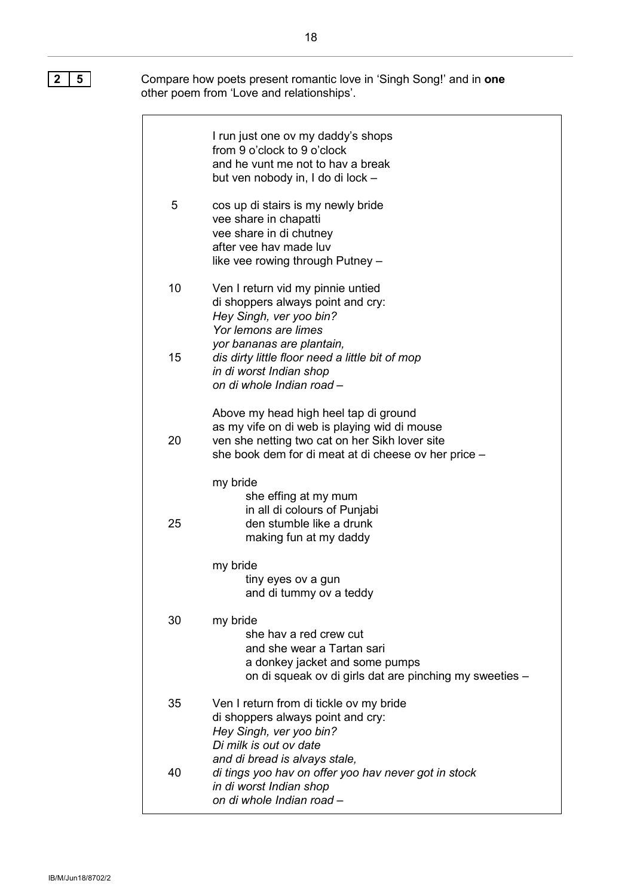**2 5** Compare how poets present romantic love in 'Singh Song!' and in **one** other poem from 'Love and relationships'.

I run just one ov my daddy's shops
from 9 o'clock to 9 o'clock
and he vunt me not to hav a break
but ven nobody in, I do di lock –

5 cos up di stairs is my newly bride
vee share in chapatti
vee share in di chutney
after vee hav made luv
like vee rowing through Putney –

10 Ven I return vid my pinnie untied
di shoppers always point and cry:
*Hey Singh, ver yoo bin?*
*Yor lemons are limes*
*yor bananas are plantain,*
15 *dis dirty little floor need a little bit of mop*
*in di worst Indian shop*
*on di whole Indian road –*

Above my head high heel tap di ground
as my vife on di web is playing wid di mouse
20 ven she netting two cat on her Sikh lover site
she book dem for di meat at di cheese ov her price –

my bride
she effing at my mum
in all di colours of Punjabi
25 den stumble like a drunk
making fun at my daddy

my bride
tiny eyes ov a gun
and di tummy ov a teddy

30 my bride
she hav a red crew cut
and she wear a Tartan sari
a donkey jacket and some pumps
on di squeak ov di girls dat are pinching my sweeties –

35 Ven I return from di tickle ov my bride
di shoppers always point and cry:
*Hey Singh, ver yoo bin?*
*Di milk is out ov date*
*and di bread is alvays stale,*
40 *di tings yoo hav on offer yoo hav never got in stock*
*in di worst Indian shop*
*on di whole Indian road –*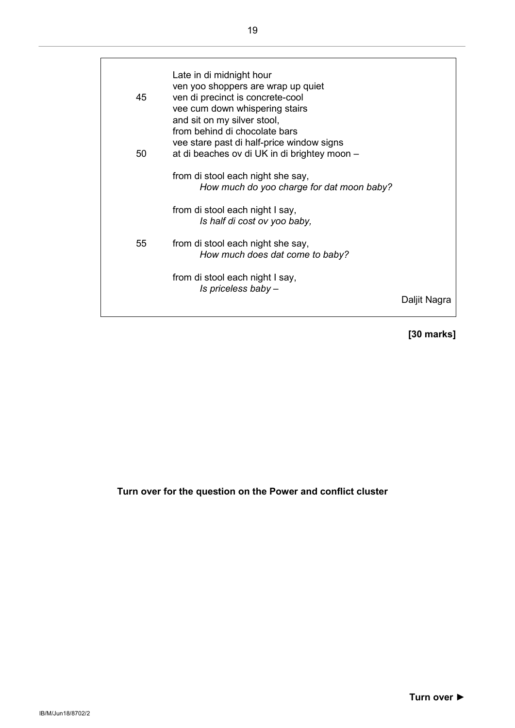Late in di midnight hour
ven yoo shoppers are wrap up quiet
45 ven di precinct is concrete-cool
vee cum down whispering stairs
and sit on my silver stool,
from behind di chocolate bars
vee stare past di half-price window signs
50 at di beaches ov di UK in di brightey moon –

from di stool each night she say,
*How much do yoo charge for dat moon baby?*

from di stool each night I say,
*Is half di cost ov yoo baby,*

55 from di stool each night she say,
*How much does dat come to baby?*

from di stool each night I say,
*Is priceless baby –*

Daljit Nagra

**[30 marks]**

**Turn over for the question on the Power and conflict cluster**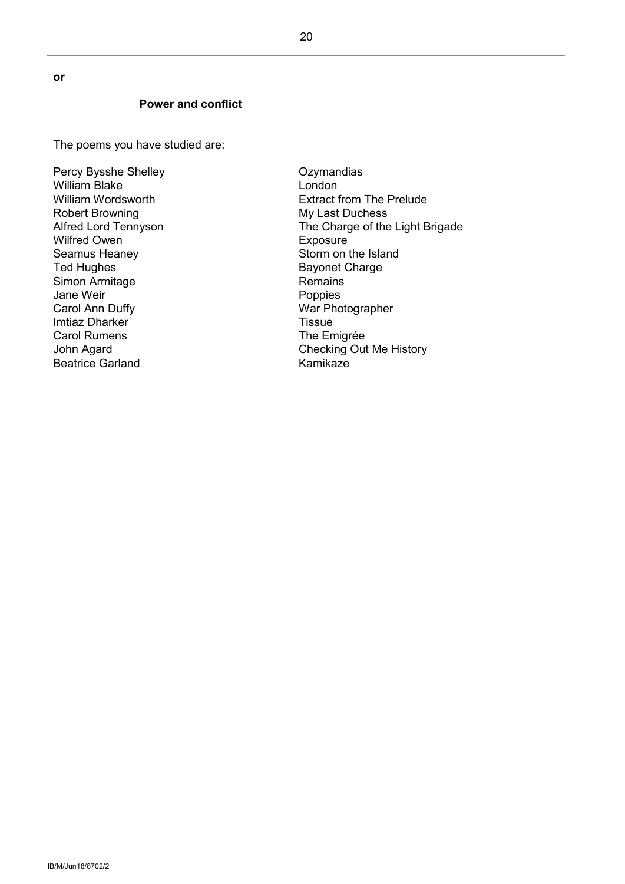**or**

**Power and conflict**

The poems you have studied are:

| | |
|---|---|
| Percy Bysshe Shelley | Ozymandias |
| William Blake | London |
| William Wordsworth | Extract from The Prelude |
| Robert Browning | My Last Duchess |
| Alfred Lord Tennyson | The Charge of the Light Brigade |
| Wilfred Owen | Exposure |
| Seamus Heaney | Storm on the Island |
| Ted Hughes | Bayonet Charge |
| Simon Armitage | Remains |
| Jane Weir | Poppies |
| Carol Ann Duffy | War Photographer |
| Imtiaz Dharker | Tissue |
| Carol Rumens | The Emigrée |
| John Agard | Checking Out Me History |
| Beatrice Garland | Kamikaze |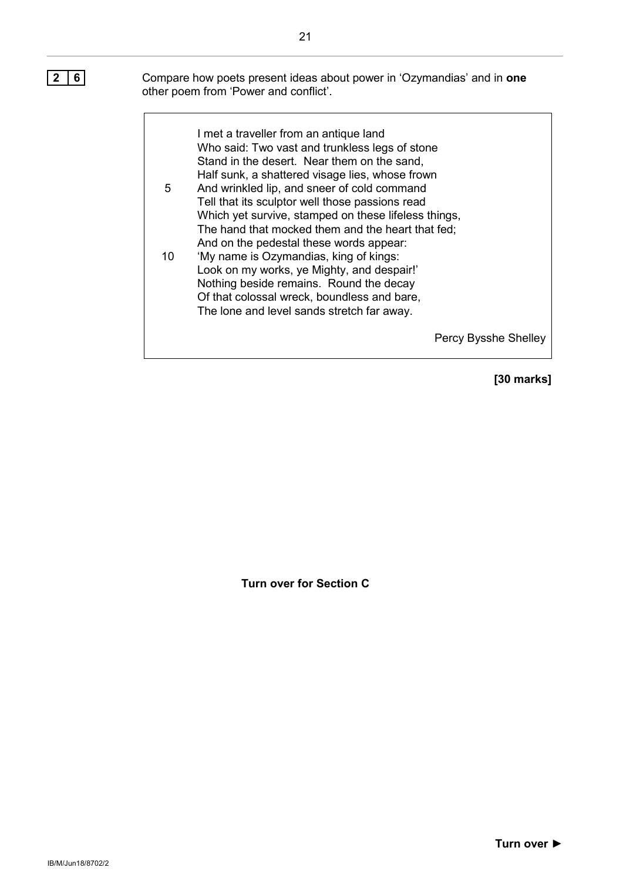**2 6** Compare how poets present ideas about power in 'Ozymandias' and in **one** other poem from 'Power and conflict'.

> I met a traveller from an antique land
> Who said: Two vast and trunkless legs of stone
> Stand in the desert. Near them on the sand,
> Half sunk, a shattered visage lies, whose frown
> 5 And wrinkled lip, and sneer of cold command
> Tell that its sculptor well those passions read
> Which yet survive, stamped on these lifeless things,
> The hand that mocked them and the heart that fed;
> And on the pedestal these words appear:
> 10 'My name is Ozymandias, king of kings:
> Look on my works, ye Mighty, and despair!'
> Nothing beside remains. Round the decay
> Of that colossal wreck, boundless and bare,
> The lone and level sands stretch far away.
>
> Percy Bysshe Shelley

**[30 marks]**

**Turn over for Section C**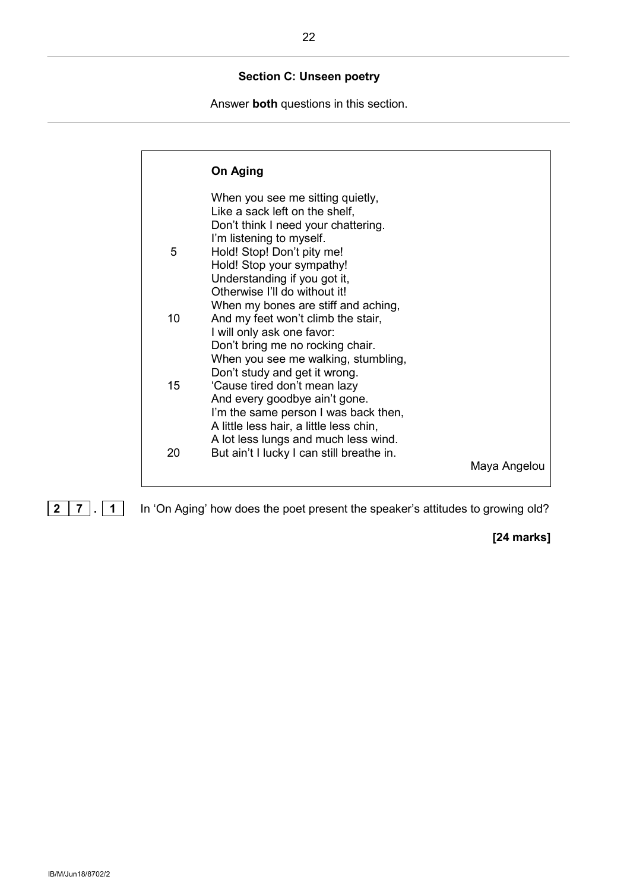## Section C: Unseen poetry

Answer **both** questions in this section.

---

**On Aging**

When you see me sitting quietly,
Like a sack left on the shelf,
Don't think I need your chattering.
I'm listening to myself.
5 Hold! Stop! Don't pity me!
Hold! Stop your sympathy!
Understanding if you got it,
Otherwise I'll do without it!
When my bones are stiff and aching,
10 And my feet won't climb the stair,
I will only ask one favor:
Don't bring me no rocking chair.
When you see me walking, stumbling,
Don't study and get it wrong.
15 'Cause tired don't mean lazy
And every goodbye ain't gone.
I'm the same person I was back then,
A little less hair, a little less chin,
A lot less lungs and much less wind.
20 But ain't I lucky I can still breathe in.

Maya Angelou

---

**27.1** In 'On Aging' how does the poet present the speaker's attitudes to growing old?

**[24 marks]**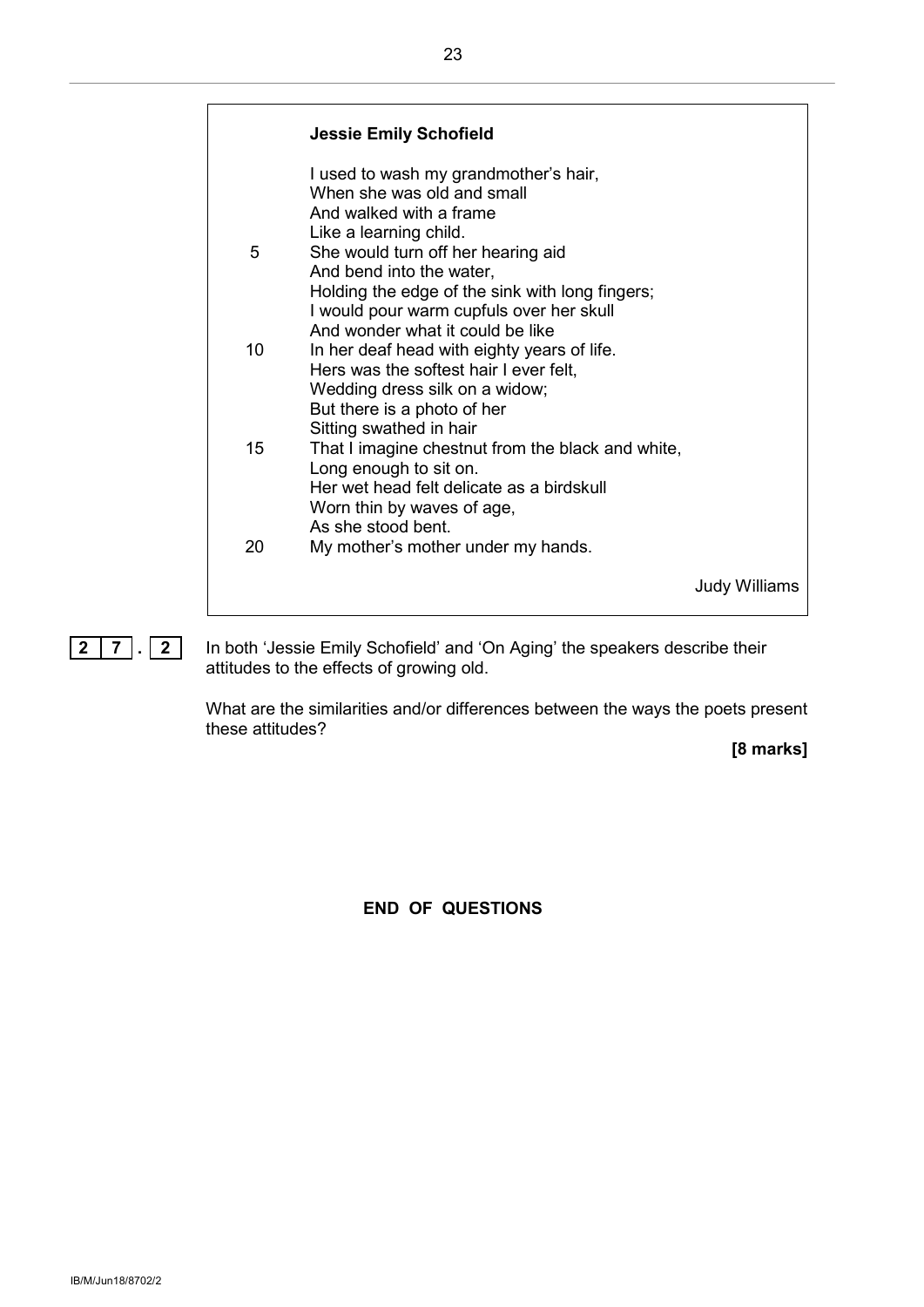**Jessie Emily Schofield**

I used to wash my grandmother's hair,  
When she was old and small  
And walked with a frame  
Like a learning child.  
5 She would turn off her hearing aid  
And bend into the water,  
Holding the edge of the sink with long fingers;  
I would pour warm cupfuls over her skull  
And wonder what it could be like  
10 In her deaf head with eighty years of life.  
Hers was the softest hair I ever felt,  
Wedding dress silk on a widow;  
But there is a photo of her  
Sitting swathed in hair  
15 That I imagine chestnut from the black and white,  
Long enough to sit on.  
Her wet head felt delicate as a birdskull  
Worn thin by waves of age,  
As she stood bent.  
20 My mother's mother under my hands.

Judy Williams

**2 7 . 2** In both 'Jessie Emily Schofield' and 'On Aging' the speakers describe their attitudes to the effects of growing old.

What are the similarities and/or differences between the ways the poets present these attitudes?

**[8 marks]**

**END OF QUESTIONS**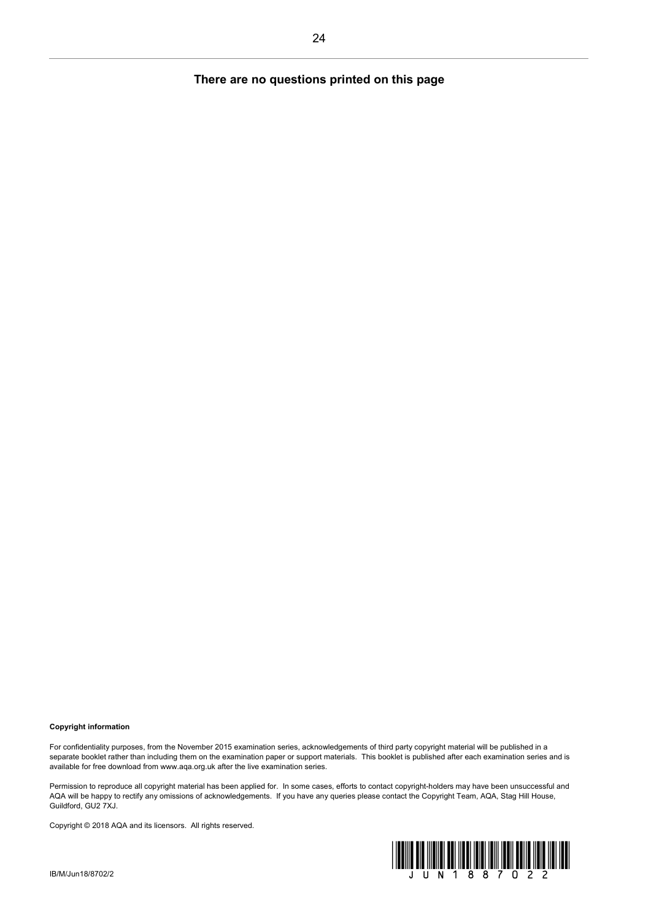**There are no questions printed on this page**

**Copyright information**

For confidentiality purposes, from the November 2015 examination series, acknowledgements of third party copyright material will be published in a separate booklet rather than including them on the examination paper or support materials. This booklet is published after each examination series and is available for free download from www.aqa.org.uk after the live examination series.

Permission to reproduce all copyright material has been applied for. In some cases, efforts to contact copyright-holders may have been unsuccessful and AQA will be happy to rectify any omissions of acknowledgements. If you have any queries please contact the Copyright Team, AQA, Stag Hill House, Guildford, GU2 7XJ.

Copyright © 2018 AQA and its licensors. All rights reserved.

IB/M/Jun18/8702/2